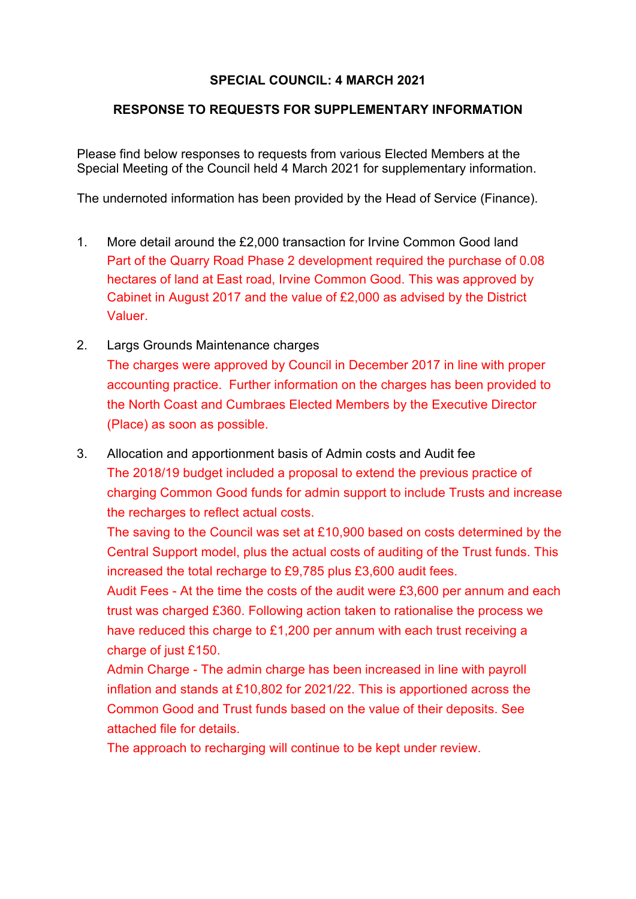**SPECIAL COUNCIL: 4 MARCH 2021**

**RESPONSE TO REQUESTS FOR SUPPLEMENTARY INFORMATION**

Please find below responses to requests from various Elected Members at the Special Meeting of the Council held 4 March 2021 for supplementary information.

The undernoted information has been provided by the Head of Service (Finance).

1. More detail around the £2,000 transaction for Irvine Common Good land

   Part of the Quarry Road Phase 2 development required the purchase of 0.08 hectares of land at East road, Irvine Common Good. This was approved by Cabinet in August 2017 and the value of £2,000 as advised by the District Valuer.

2. Largs Grounds Maintenance charges

   The charges were approved by Council in December 2017 in line with proper accounting practice. Further information on the charges has been provided to the North Coast and Cumbraes Elected Members by the Executive Director (Place) as soon as possible.

3. Allocation and apportionment basis of Admin costs and Audit fee

   The 2018/19 budget included a proposal to extend the previous practice of charging Common Good funds for admin support to include Trusts and increase the recharges to reflect actual costs.

   The saving to the Council was set at £10,900 based on costs determined by the Central Support model, plus the actual costs of auditing of the Trust funds. This increased the total recharge to £9,785 plus £3,600 audit fees.

   Audit Fees - At the time the costs of the audit were £3,600 per annum and each trust was charged £360. Following action taken to rationalise the process we have reduced this charge to £1,200 per annum with each trust receiving a charge of just £150.

   Admin Charge - The admin charge has been increased in line with payroll inflation and stands at £10,802 for 2021/22. This is apportioned across the Common Good and Trust funds based on the value of their deposits. See attached file for details.

   The approach to recharging will continue to be kept under review.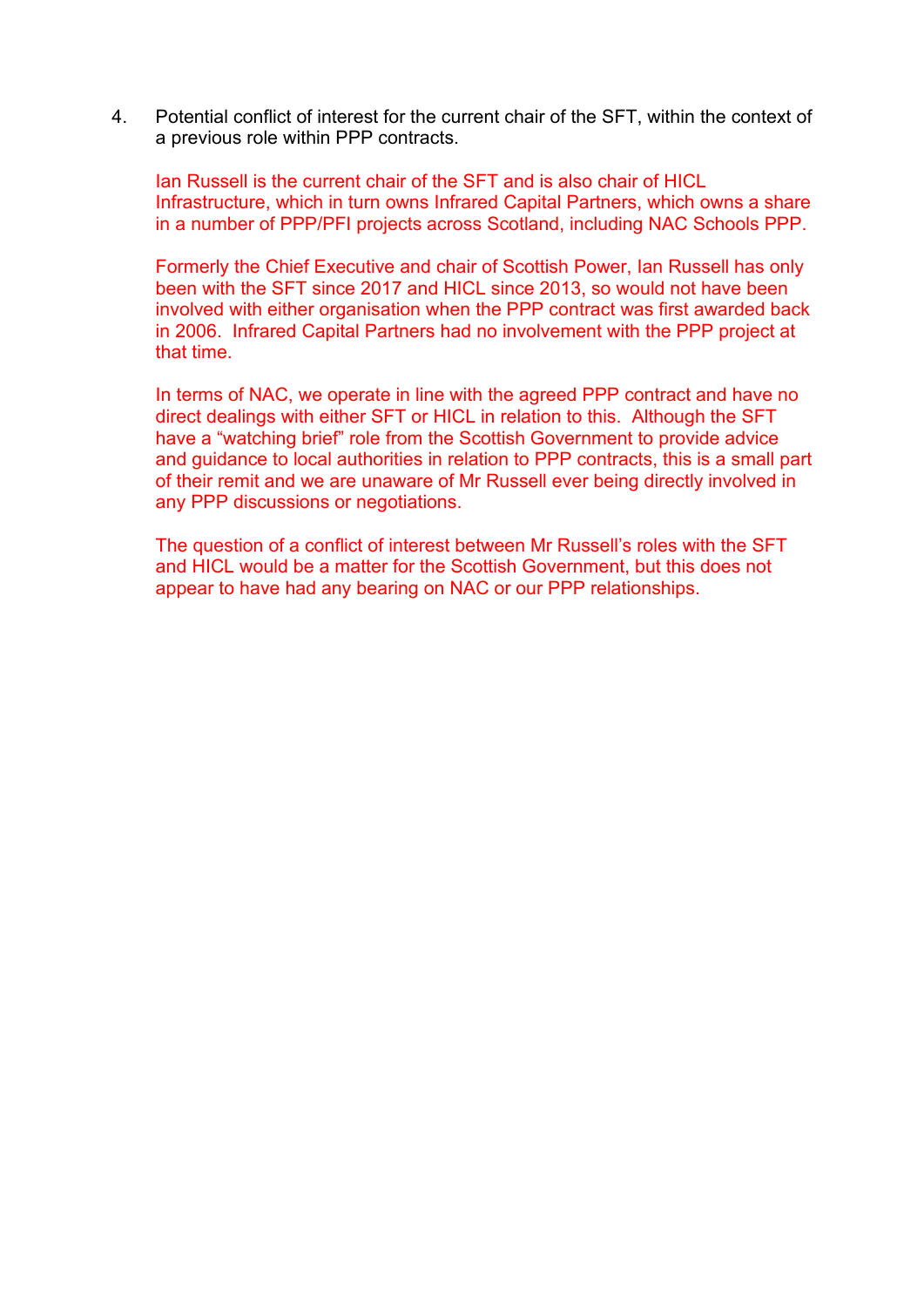4. Potential conflict of interest for the current chair of the SFT, within the context of a previous role within PPP contracts.

   Ian Russell is the current chair of the SFT and is also chair of HICL Infrastructure, which in turn owns Infrared Capital Partners, which owns a share in a number of PPP/PFI projects across Scotland, including NAC Schools PPP.

   Formerly the Chief Executive and chair of Scottish Power, Ian Russell has only been with the SFT since 2017 and HICL since 2013, so would not have been involved with either organisation when the PPP contract was first awarded back in 2006. Infrared Capital Partners had no involvement with the PPP project at that time.

   In terms of NAC, we operate in line with the agreed PPP contract and have no direct dealings with either SFT or HICL in relation to this. Although the SFT have a "watching brief" role from the Scottish Government to provide advice and guidance to local authorities in relation to PPP contracts, this is a small part of their remit and we are unaware of Mr Russell ever being directly involved in any PPP discussions or negotiations.

   The question of a conflict of interest between Mr Russell's roles with the SFT and HICL would be a matter for the Scottish Government, but this does not appear to have had any bearing on NAC or our PPP relationships.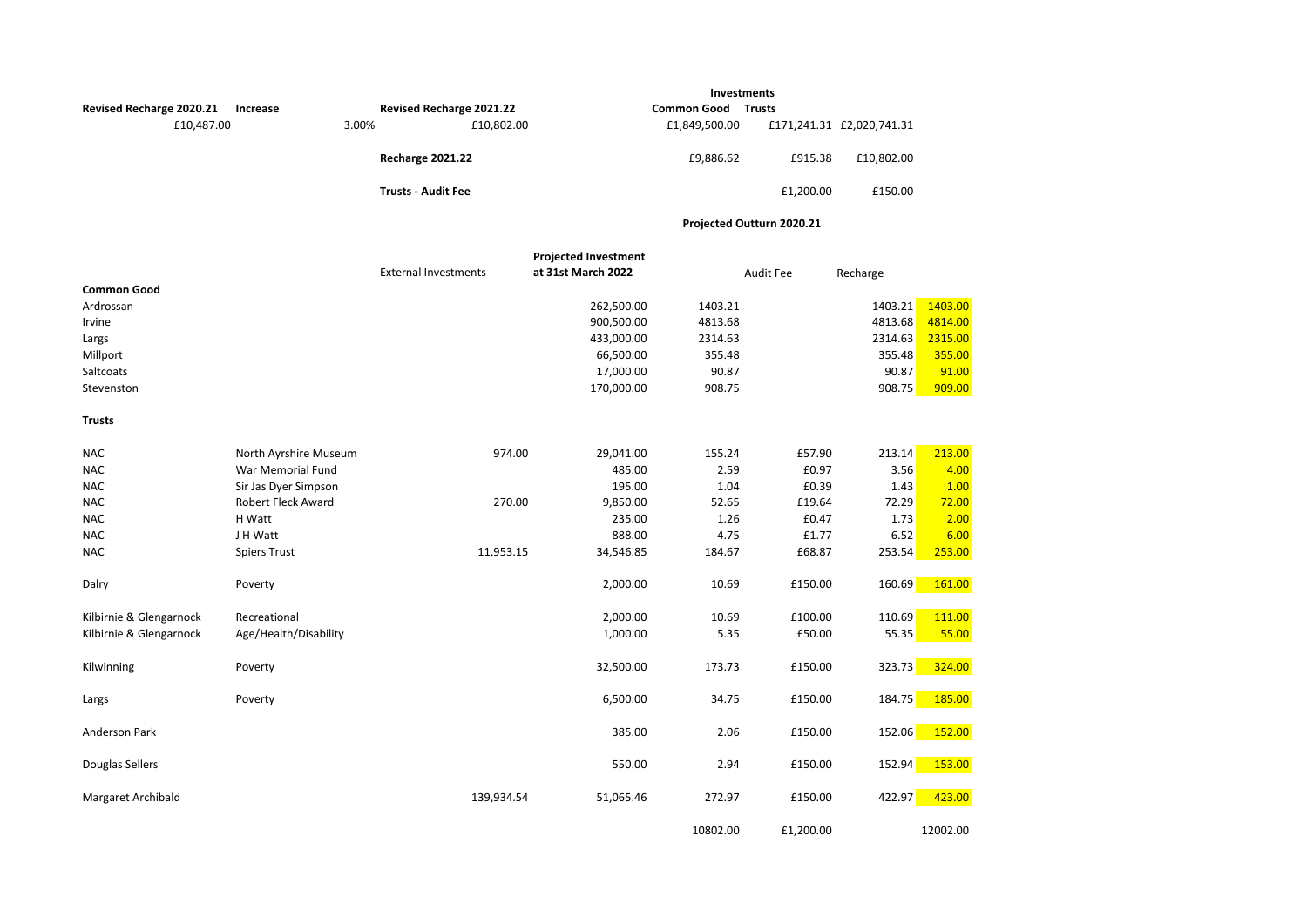| Revised Recharge 2020.21 | Increase | Revised Recharge 2021.22 | | Investments | | |
|---|---|---|---|---|---|---|
| | | | | Common Good | Trusts | |
| £10,487.00 | 3.00% | £10,802.00 | | £1,849,500.00 | £171,241.31 | £2,020,741.31 |
| | | Recharge 2021.22 | | £9,886.62 | £915.38 | £10,802.00 |
| | | Trusts - Audit Fee | | | £1,200.00 | £150.00 |

**Projected Outturn 2020.21**

| | | External Investments | Projected Investment at 31st March 2022 | | Audit Fee | Recharge | |
|---|---|---|---|---|---|---|---|
| **Common Good** | | | | | | | |
| Ardrossan | | | 262,500.00 | 1403.21 | | 1403.21 | 1403.00 |
| Irvine | | | 900,500.00 | 4813.68 | | 4813.68 | 4814.00 |
| Largs | | | 433,000.00 | 2314.63 | | 2314.63 | 2315.00 |
| Millport | | | 66,500.00 | 355.48 | | 355.48 | 355.00 |
| Saltcoats | | | 17,000.00 | 90.87 | | 90.87 | 91.00 |
| Stevenston | | | 170,000.00 | 908.75 | | 908.75 | 909.00 |
| **Trusts** | | | | | | | |
| NAC | North Ayrshire Museum | 974.00 | 29,041.00 | 155.24 | £57.90 | 213.14 | 213.00 |
| NAC | War Memorial Fund | | 485.00 | 2.59 | £0.97 | 3.56 | 4.00 |
| NAC | Sir Jas Dyer Simpson | | 195.00 | 1.04 | £0.39 | 1.43 | 1.00 |
| NAC | Robert Fleck Award | 270.00 | 9,850.00 | 52.65 | £19.64 | 72.29 | 72.00 |
| NAC | H Watt | | 235.00 | 1.26 | £0.47 | 1.73 | 2.00 |
| NAC | J H Watt | | 888.00 | 4.75 | £1.77 | 6.52 | 6.00 |
| NAC | Spiers Trust | 11,953.15 | 34,546.85 | 184.67 | £68.87 | 253.54 | 253.00 |
| Dalry | Poverty | | 2,000.00 | 10.69 | £150.00 | 160.69 | 161.00 |
| Kilbirnie & Glengarnock | Recreational | | 2,000.00 | 10.69 | £100.00 | 110.69 | 111.00 |
| Kilbirnie & Glengarnock | Age/Health/Disability | | 1,000.00 | 5.35 | £50.00 | 55.35 | 55.00 |
| Kilwinning | Poverty | | 32,500.00 | 173.73 | £150.00 | 323.73 | 324.00 |
| Largs | Poverty | | 6,500.00 | 34.75 | £150.00 | 184.75 | 185.00 |
| Anderson Park | | | 385.00 | 2.06 | £150.00 | 152.06 | 152.00 |
| Douglas Sellers | | | 550.00 | 2.94 | £150.00 | 152.94 | 153.00 |
| Margaret Archibald | | 139,934.54 | 51,065.46 | 272.97 | £150.00 | 422.97 | 423.00 |
| | | | | 10802.00 | £1,200.00 | | 12002.00 |